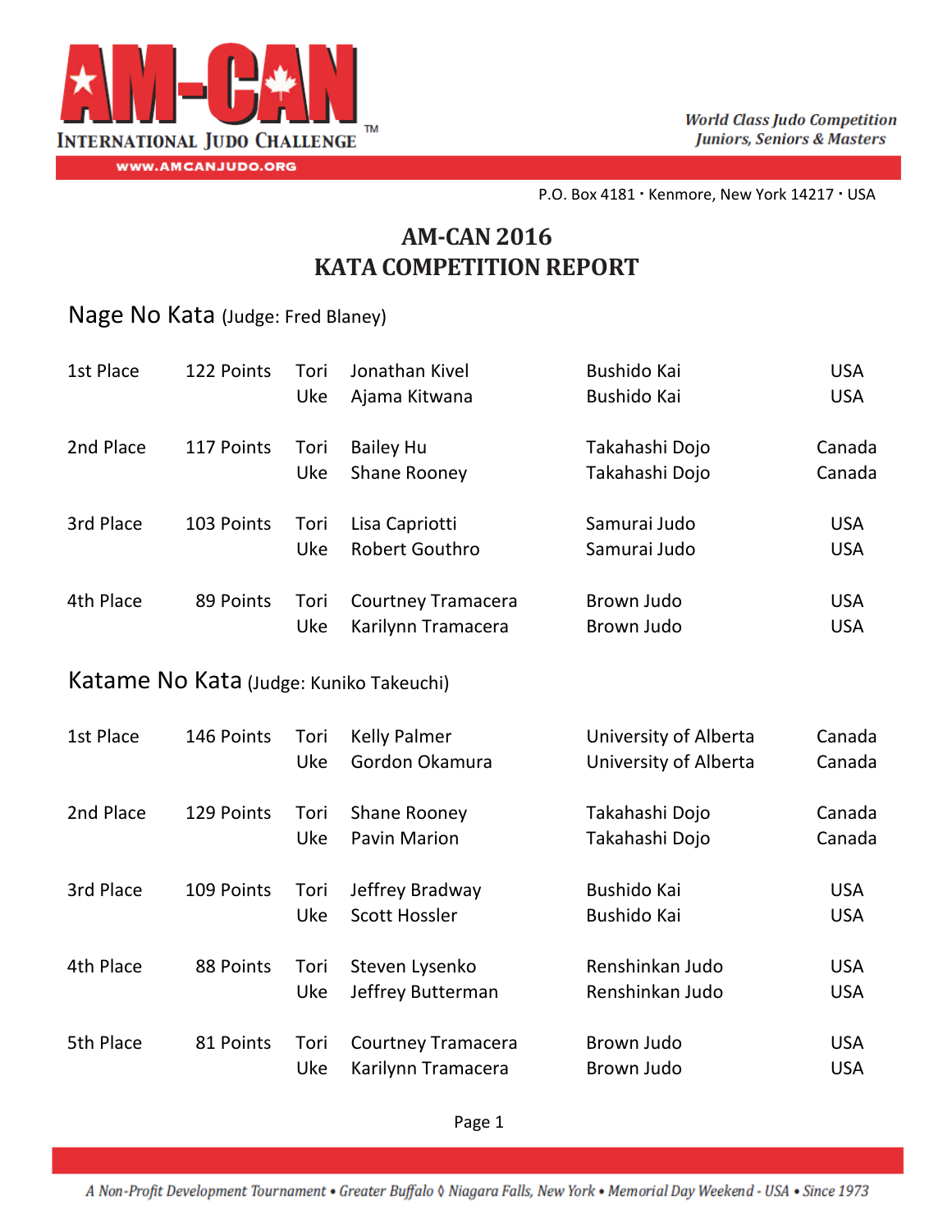AM-CAN INTERNATIONAL JUDO CHALLENGE™

WWW.AMCANJUDO.ORG

*World Class Judo Competition*
*Juniors, Seniors & Masters*

P.O. Box 4181 · Kenmore, New York 14217 · USA

# AM-CAN 2016
# KATA COMPETITION REPORT

## Nage No Kata (Judge: Fred Blaney)

| Place | Points | Role | Name | Club | Country |
|---|---|---|---|---|---|
| 1st Place | 122 Points | Tori | Jonathan Kivel | Bushido Kai | USA |
| | | Uke | Ajama Kitwana | Bushido Kai | USA |
| 2nd Place | 117 Points | Tori | Bailey Hu | Takahashi Dojo | Canada |
| | | Uke | Shane Rooney | Takahashi Dojo | Canada |
| 3rd Place | 103 Points | Tori | Lisa Capriotti | Samurai Judo | USA |
| | | Uke | Robert Gouthro | Samurai Judo | USA |
| 4th Place | 89 Points | Tori | Courtney Tramacera | Brown Judo | USA |
| | | Uke | Karilynn Tramacera | Brown Judo | USA |

## Katame No Kata (Judge: Kuniko Takeuchi)

| Place | Points | Role | Name | Club | Country |
|---|---|---|---|---|---|
| 1st Place | 146 Points | Tori | Kelly Palmer | University of Alberta | Canada |
| | | Uke | Gordon Okamura | University of Alberta | Canada |
| 2nd Place | 129 Points | Tori | Shane Rooney | Takahashi Dojo | Canada |
| | | Uke | Pavin Marion | Takahashi Dojo | Canada |
| 3rd Place | 109 Points | Tori | Jeffrey Bradway | Bushido Kai | USA |
| | | Uke | Scott Hossler | Bushido Kai | USA |
| 4th Place | 88 Points | Tori | Steven Lysenko | Renshinkan Judo | USA |
| | | Uke | Jeffrey Butterman | Renshinkan Judo | USA |
| 5th Place | 81 Points | Tori | Courtney Tramacera | Brown Judo | USA |
| | | Uke | Karilynn Tramacera | Brown Judo | USA |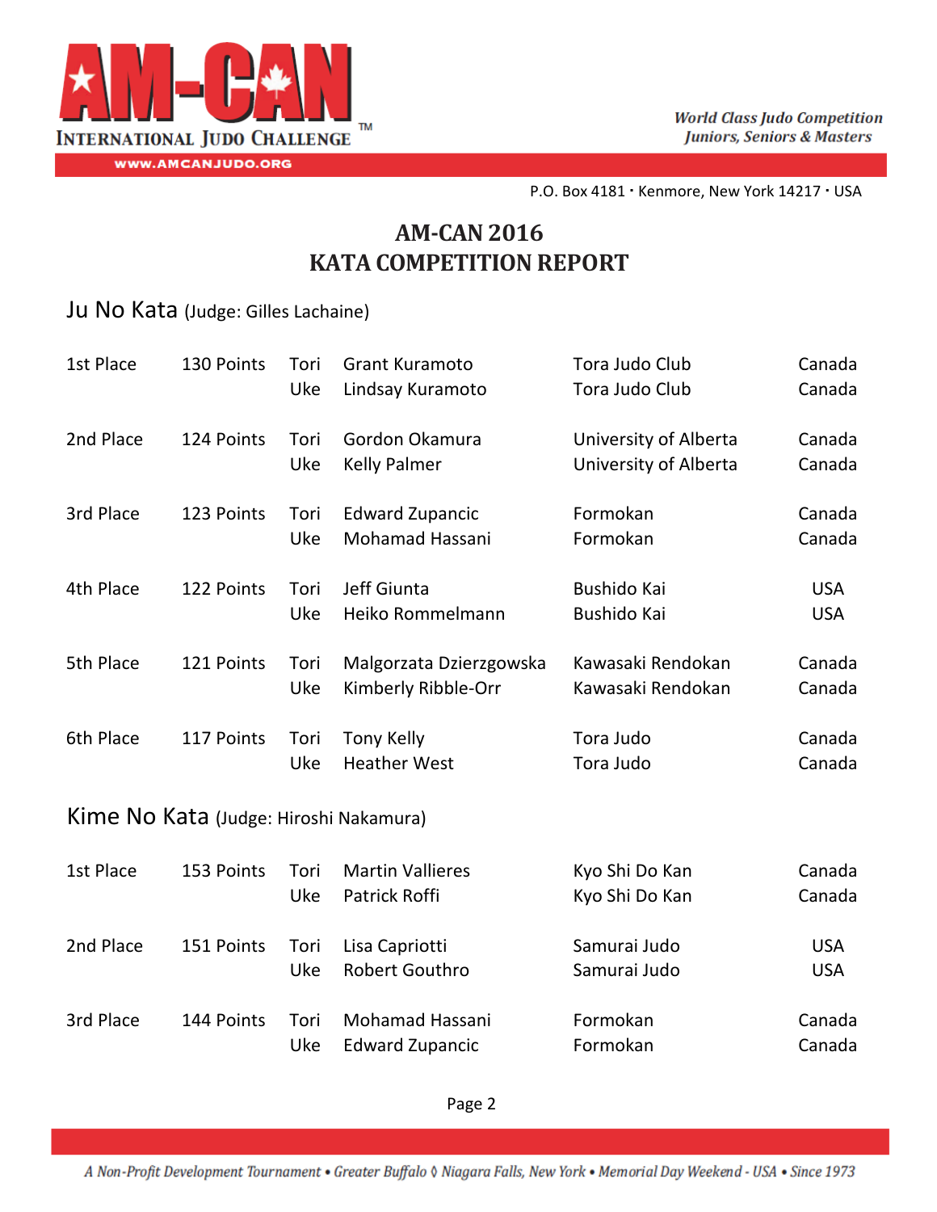AM-CAN

INTERNATIONAL JUDO CHALLENGE™

WWW.AMCANJUDO.ORG

*World Class Judo Competition*
*Juniors, Seniors & Masters*

P.O. Box 4181 · Kenmore, New York 14217 · USA

# AM-CAN 2016
# KATA COMPETITION REPORT

## Ju No Kata (Judge: Gilles Lachaine)

| Place | Points | Role | Name | Club | Country |
|---|---|---|---|---|---|
| 1st Place | 130 Points | Tori | Grant Kuramoto | Tora Judo Club | Canada |
| | | Uke | Lindsay Kuramoto | Tora Judo Club | Canada |
| 2nd Place | 124 Points | Tori | Gordon Okamura | University of Alberta | Canada |
| | | Uke | Kelly Palmer | University of Alberta | Canada |
| 3rd Place | 123 Points | Tori | Edward Zupancic | Formokan | Canada |
| | | Uke | Mohamad Hassani | Formokan | Canada |
| 4th Place | 122 Points | Tori | Jeff Giunta | Bushido Kai | USA |
| | | Uke | Heiko Rommelmann | Bushido Kai | USA |
| 5th Place | 121 Points | Tori | Malgorzata Dzierzgowska | Kawasaki Rendokan | Canada |
| | | Uke | Kimberly Ribble-Orr | Kawasaki Rendokan | Canada |
| 6th Place | 117 Points | Tori | Tony Kelly | Tora Judo | Canada |
| | | Uke | Heather West | Tora Judo | Canada |

## Kime No Kata (Judge: Hiroshi Nakamura)

| Place | Points | Role | Name | Club | Country |
|---|---|---|---|---|---|
| 1st Place | 153 Points | Tori | Martin Vallieres | Kyo Shi Do Kan | Canada |
| | | Uke | Patrick Roffi | Kyo Shi Do Kan | Canada |
| 2nd Place | 151 Points | Tori | Lisa Capriotti | Samurai Judo | USA |
| | | Uke | Robert Gouthro | Samurai Judo | USA |
| 3rd Place | 144 Points | Tori | Mohamad Hassani | Formokan | Canada |
| | | Uke | Edward Zupancic | Formokan | Canada |

*A Non-Profit Development Tournament • Greater Buffalo ◊ Niagara Falls, New York • Memorial Day Weekend - USA • Since 1973*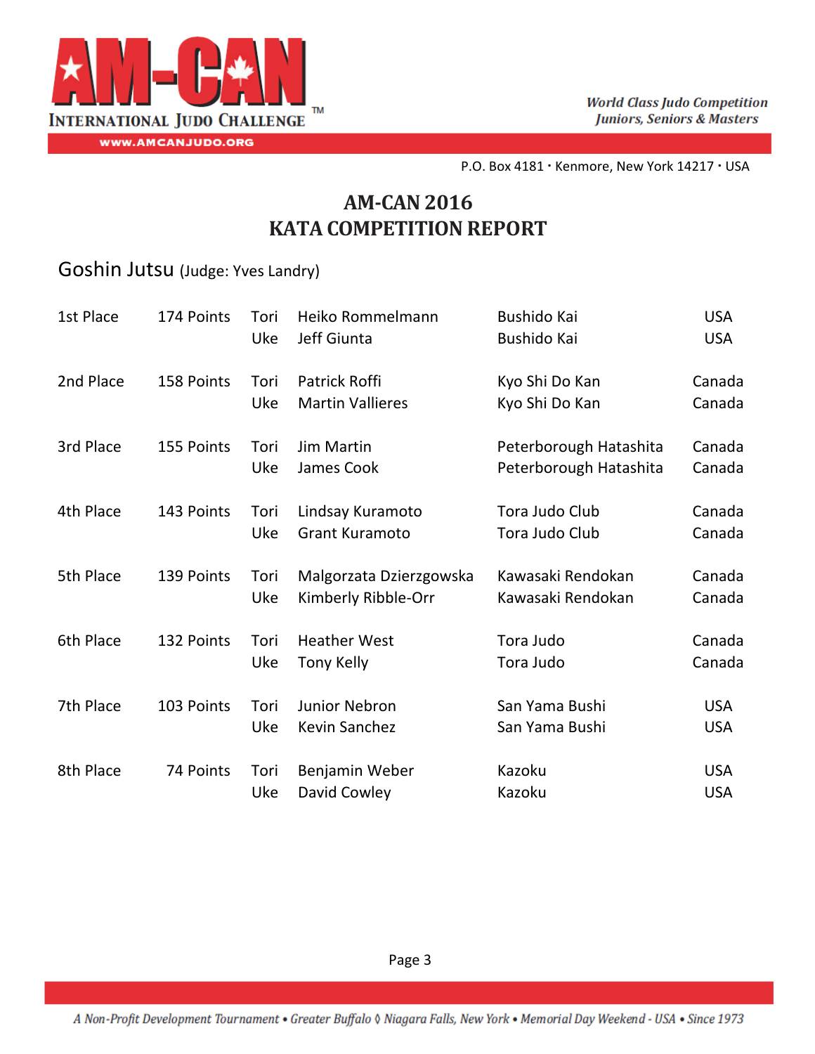# AM-CAN 2016
# KATA COMPETITION REPORT

## Goshin Jutsu (Judge: Yves Landry)

| | | | | | |
|---|---|---|---|---|---|
| 1st Place | 174 Points | Tori | Heiko Rommelmann | Bushido Kai | USA |
| | | Uke | Jeff Giunta | Bushido Kai | USA |
| 2nd Place | 158 Points | Tori | Patrick Roffi | Kyo Shi Do Kan | Canada |
| | | Uke | Martin Vallieres | Kyo Shi Do Kan | Canada |
| 3rd Place | 155 Points | Tori | Jim Martin | Peterborough Hatashita | Canada |
| | | Uke | James Cook | Peterborough Hatashita | Canada |
| 4th Place | 143 Points | Tori | Lindsay Kuramoto | Tora Judo Club | Canada |
| | | Uke | Grant Kuramoto | Tora Judo Club | Canada |
| 5th Place | 139 Points | Tori | Malgorzata Dzierzgowska | Kawasaki Rendokan | Canada |
| | | Uke | Kimberly Ribble-Orr | Kawasaki Rendokan | Canada |
| 6th Place | 132 Points | Tori | Heather West | Tora Judo | Canada |
| | | Uke | Tony Kelly | Tora Judo | Canada |
| 7th Place | 103 Points | Tori | Junior Nebron | San Yama Bushi | USA |
| | | Uke | Kevin Sanchez | San Yama Bushi | USA |
| 8th Place | 74 Points | Tori | Benjamin Weber | Kazoku | USA |
| | | Uke | David Cowley | Kazoku | USA |